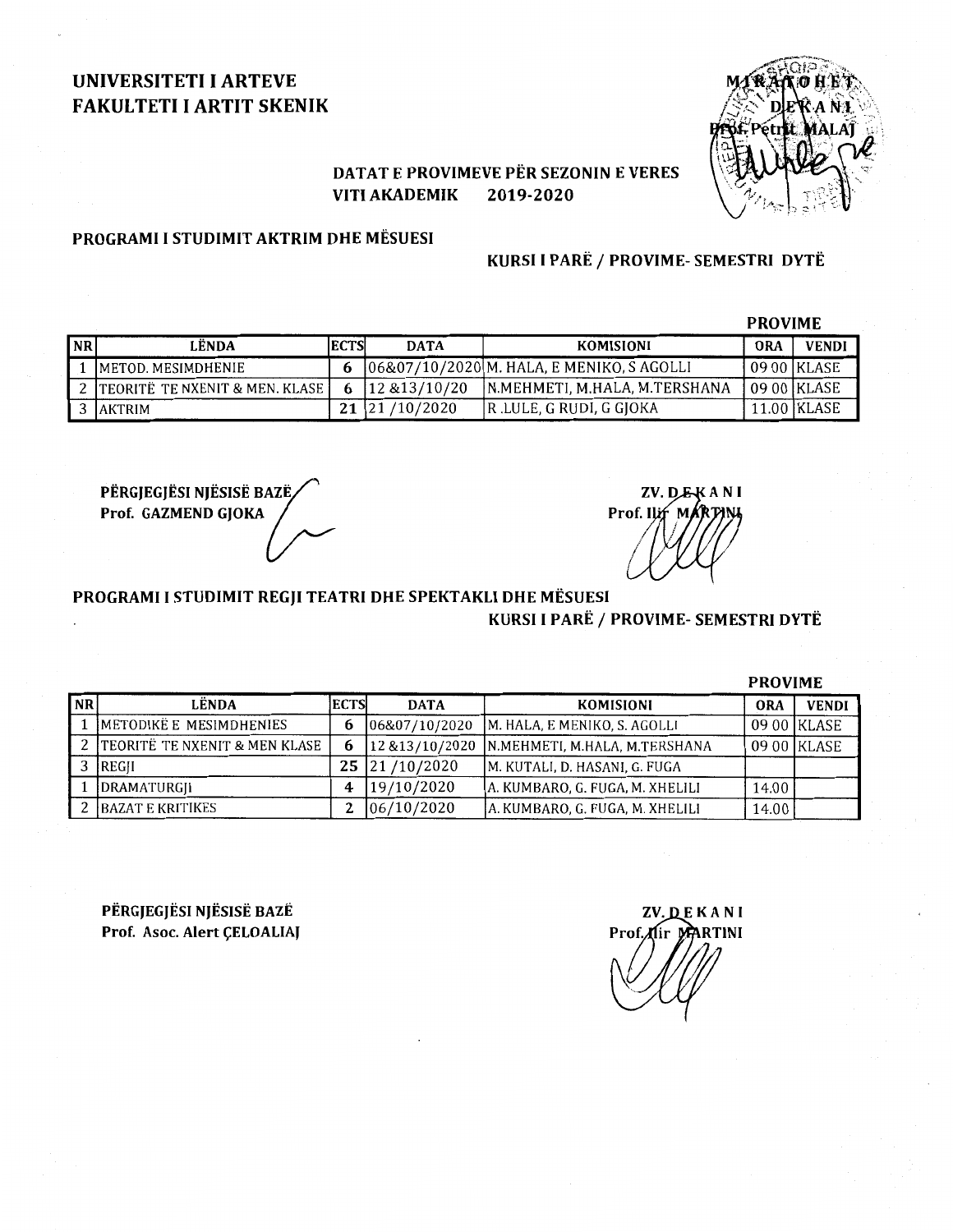**UNIVERSITETI I ARTEVE**
**FAKULTETI I ARTIT SKENIK**

MIRATOHET
DEKANI
Prof. Petrit MALAJ

**DATAT E PROVIMEVE PËR SEZONIN E VERES**
**VITI AKADEMIK 2019-2020**

**PROGRAMI I STUDIMIT AKTRIM DHE MËSUESI**

**KURSI I PARË / PROVIME- SEMESTRI DYTË**

**PROVIME**

| NR | LËNDA | ECTS | DATA | KOMISIONI | ORA | VENDI |
|---|---|---|---|---|---|---|
| 1 | METOD. MESIMDHENIE | 6 | 06&07/10/2020 | M. HALA, E MENIKO, S AGOLLI | 09 00 | KLASE |
| 2 | TEORITË TE NXENIT & MEN. KLASE | 6 | 12 &13/10/20 | N.MEHMETI, M.HALA, M.TERSHANA | 09 00 | KLASE |
| 3 | AKTRIM | 21 | 21 /10/2020 | R .LULE, G RUDI, G GJOKA | 11.00 | KLASE |

**PËRGJEGJËSI NJËSISË BAZË**
**Prof. GAZMEND GJOKA**

**ZV. DEKANI**
**Prof. Ilir MARTINI**

**PROGRAMI I STUDIMIT REGJI TEATRI DHE SPEKTAKLI DHE MËSUESI**

**KURSI I PARË / PROVIME- SEMESTRI DYTË**

**PROVIME**

| NR | LËNDA | ECTS | DATA | KOMISIONI | ORA | VENDI |
|---|---|---|---|---|---|---|
| 1 | METODIKË E MESIMDHENIES | 6 | 06&07/10/2020 | M. HALA, E MENIKO, S. AGOLLI | 09 00 | KLASE |
| 2 | TEORITË TE NXENIT & MEN KLASE | 6 | 12 &13/10/2020 | N.MEHMETI, M.HALA, M.TERSHANA | 09 00 | KLASE |
| 3 | REGJI | 25 | 21 /10/2020 | M. KUTALI, D. HASANI, G. FUGA | | |
| 1 | DRAMATURGJI | 4 | 19/10/2020 | A. KUMBARO, G. FUGA, M. XHELILI | 14.00 | |
| 2 | BAZAT E KRITIKES | 2 | 06/10/2020 | A. KUMBARO, G. FUGA, M. XHELILI | 14.00 | |

**PËRGJEGJËSI NJËSISË BAZË**
**Prof. Asoc. Alert ÇELOALIAJ**

**ZV. DEKANI**
**Prof. Ilir MARTINI**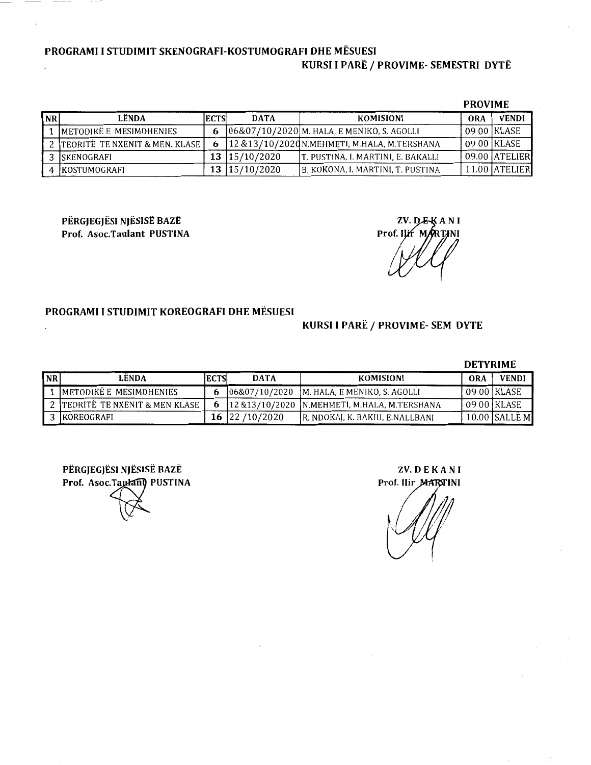## PROGRAMI I STUDIMIT SKENOGRAFI-KOSTUMOGRAFI DHE MËSUESI

### KURSI I PARË / PROVIME- SEMESTRI DYTË

**PROVIME**

| NR | LËNDA | ECTS | DATA | KOMISIONI | ORA | VENDI |
|---|---|---|---|---|---|---|
| 1 | METODIKË E MESIMDHENIES | 6 | 06&07/10/2020 | M. HALA, E MENIKO, S. AGOLLI | 09 00 | KLASE |
| 2 | TEORITË TE NXENIT & MEN. KLASE | 6 | 12 &13/10/2020 | N.MEHMETI, M.HALA, M.TERSHANA | 09 00 | KLASE |
| 3 | SKENOGRAFI | 13 | 15/10/2020 | T. PUSTINA, I. MARTINI, E. BAKALLI | 09.00 | ATELIER |
| 4 | KOSTUMOGRAFI | 13 | 15/10/2020 | B. KOKONA, I. MARTINI, T. PUSTINA | 11.00 | ATELIER |

**PËRGJEGJËSI NJËSISË BAZË**
**Prof. Asoc.Taulant PUSTINA**

**ZV. DEKANI**
**Prof. Ilir MARTINI**

## PROGRAMI I STUDIMIT KOREOGRAFI DHE MËSUESI

### KURSI I PARË / PROVIME- SEM DYTE

**DETYRIME**

| NR | LËNDA | ECTS | DATA | KOMISIONI | ORA | VENDI |
|---|---|---|---|---|---|---|
| 1 | METODIKË E MESIMDHENIES | 6 | 06&07/10/2020 | M. HALA, E MENIKO, S. AGOLLI | 09 00 | KLASE |
| 2 | TEORITË TE NXENIT & MEN KLASE | 6 | 12 &13/10/2020 | N.MEHMETI, M.HALA, M.TERSHANA | 09 00 | KLASE |
| 3 | KOREOGRAFI | 16 | 22 /10/2020 | R. NDOKAJ, K. BAKIU, E.NALLBANI | 10.00 | SALLË M |

**PËRGJEGJËSI NJËSISË BAZË**
**Prof. Asoc.Taulant PUSTINA**

**ZV. D E K A N I**
**Prof. Ilir MARTINI**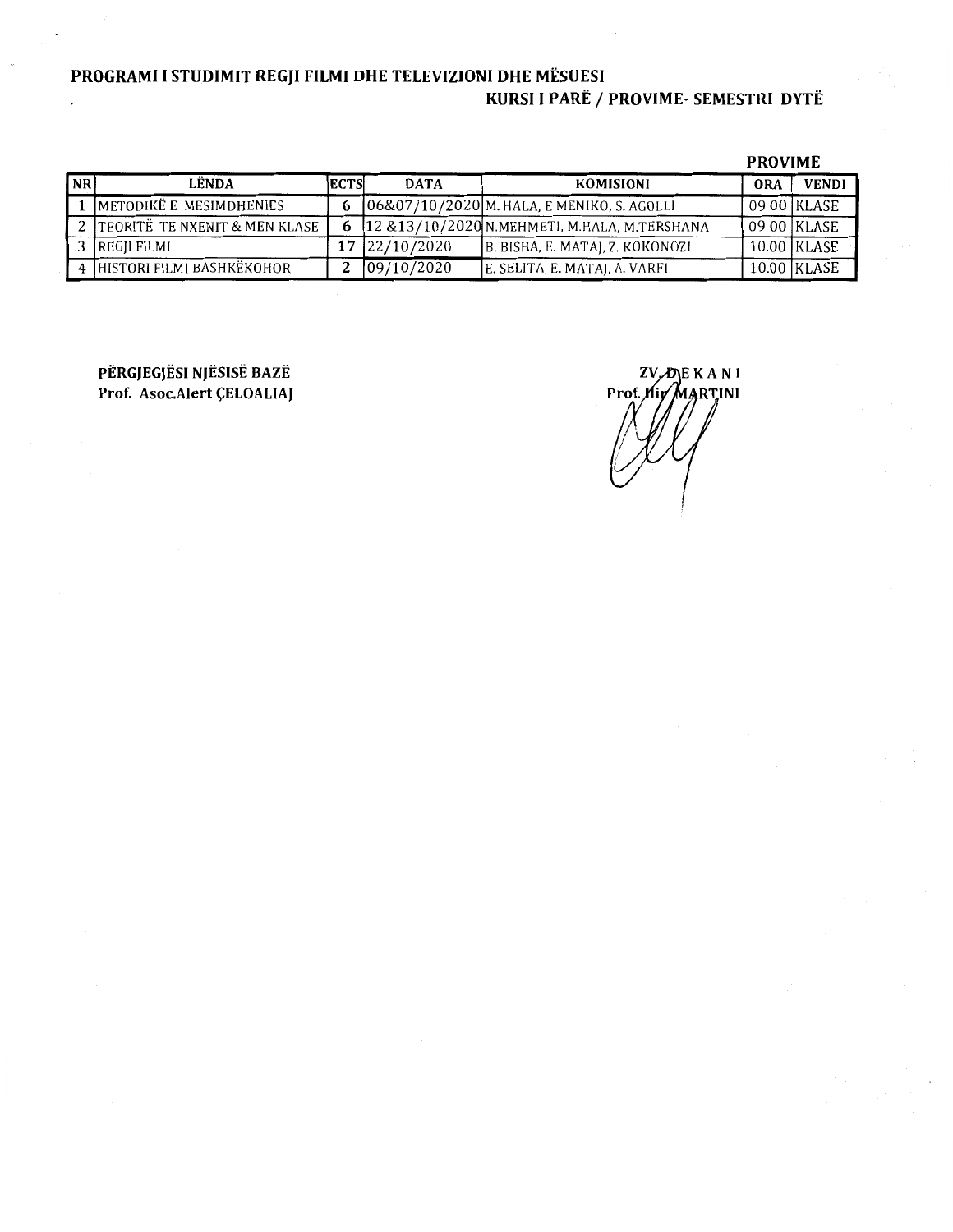## PROGRAMI I STUDIMIT REGJI FILMI DHE TELEVIZIONI DHE MËSUESI

### KURSI I PARË / PROVIME- SEMESTRI DYTË

**PROVIME**

| NR | LËNDA | ECTS | DATA | KOMISIONI | ORA | VENDI |
|---|---|---|---|---|---|---|
| 1 | METODIKË E MESIMDHENIES | 6 | 06&07/10/2020 | M. HALA, E MENIKO, S. AGOLLI | 09 00 | KLASE |
| 2 | TEORITË TE NXENIT & MEN KLASE | 6 | 12 &13/10/2020 | N.MEHMETI, M.HALA, M.TERSHANA | 09 00 | KLASE |
| 3 | REGJI FILMI | 17 | 22/10/2020 | B. BISHA, E. MATAJ, Z. KOKONOZI | 10.00 | KLASE |
| 4 | HISTORI FILMI BASHKËKOHOR | 2 | 09/10/2020 | E. SELITA, E. MATAJ, A. VARFI | 10.00 | KLASE |

**PËRGJEGJËSI NJËSISË BAZË**
**Prof. Asoc.Alert ÇELOALIAJ**

**ZV. DEKANI**
**Prof. Ilir MARTINI**